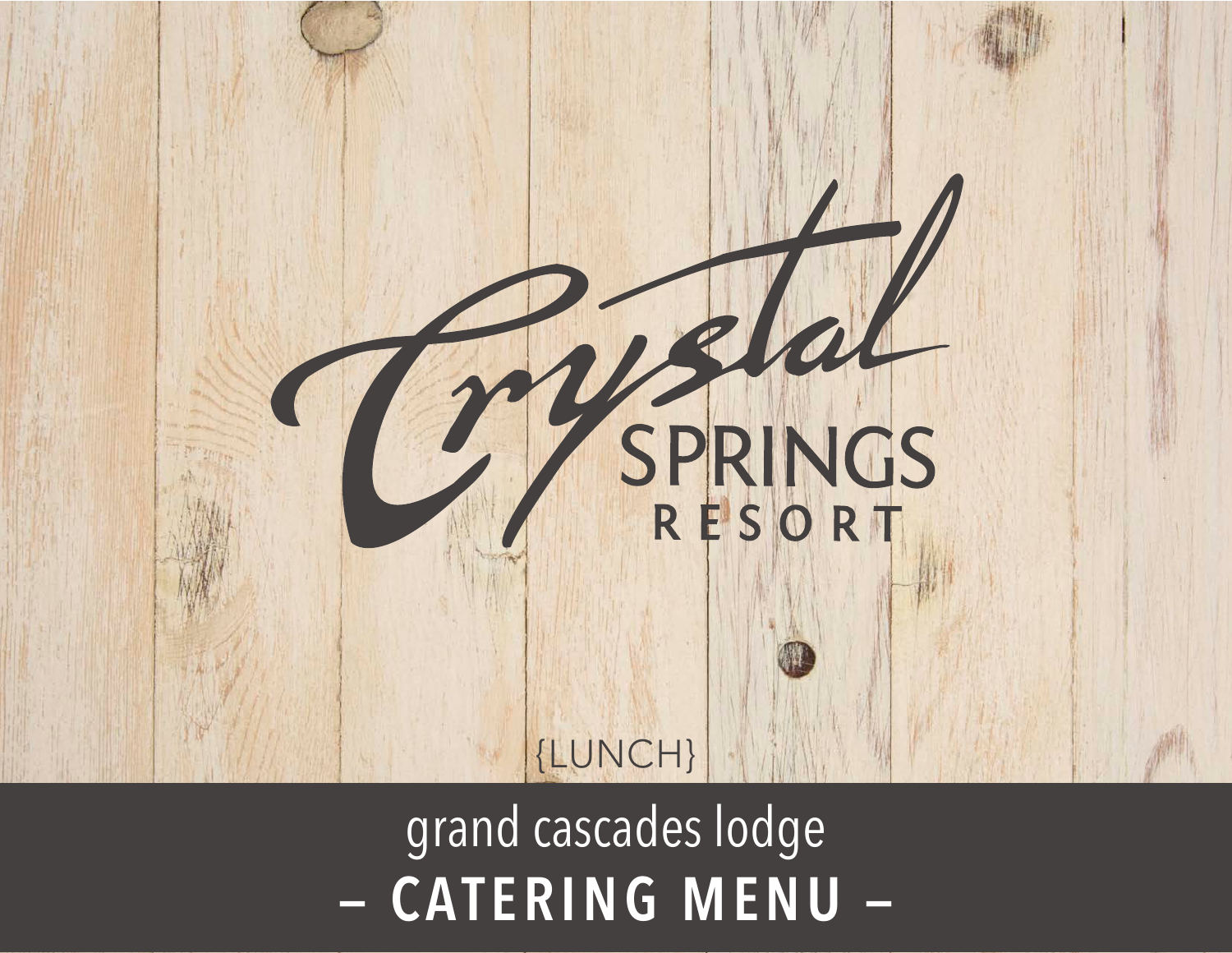# Crystal SPRINGS RESORT

{LUNCH}

## grand cascades lodge

## – CATERING MENU –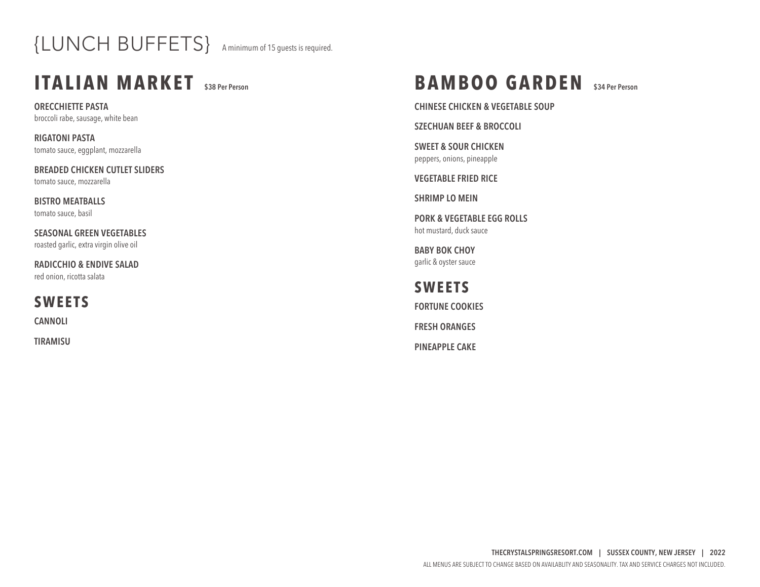# {LUNCH BUFFETS} A minimum of 15 guests is required.

## ITALIAN MARKET $38 Per Person

**ORECCHIETTE PASTA**
broccoli rabe, sausage, white bean

**RIGATONI PASTA**
tomato sauce, eggplant, mozzarella

**BREADED CHICKEN CUTLET SLIDERS**
tomato sauce, mozzarella

**BISTRO MEATBALLS**
tomato sauce, basil

**SEASONAL GREEN VEGETABLES**
roasted garlic, extra virgin olive oil

**RADICCHIO & ENDIVE SALAD**
red onion, ricotta salata

### SWEETS

**CANNOLI**

**TIRAMISU**

## BAMBOO GARDEN $34 Per Person

**CHINESE CHICKEN & VEGETABLE SOUP**

**SZECHUAN BEEF & BROCCOLI**

**SWEET & SOUR CHICKEN**
peppers, onions, pineapple

**VEGETABLE FRIED RICE**

**SHRIMP LO MEIN**

**PORK & VEGETABLE EGG ROLLS**
hot mustard, duck sauce

**BABY BOK CHOY**
garlic & oyster sauce

### SWEETS

**FORTUNE COOKIES**

**FRESH ORANGES**

**PINEAPPLE CAKE**

ALL MENUS ARE SUBJECT TO CHANGE BASED ON AVAILABLITY AND SEASONALITY. TAX AND SERVICE CHARGES NOT INCLUDED.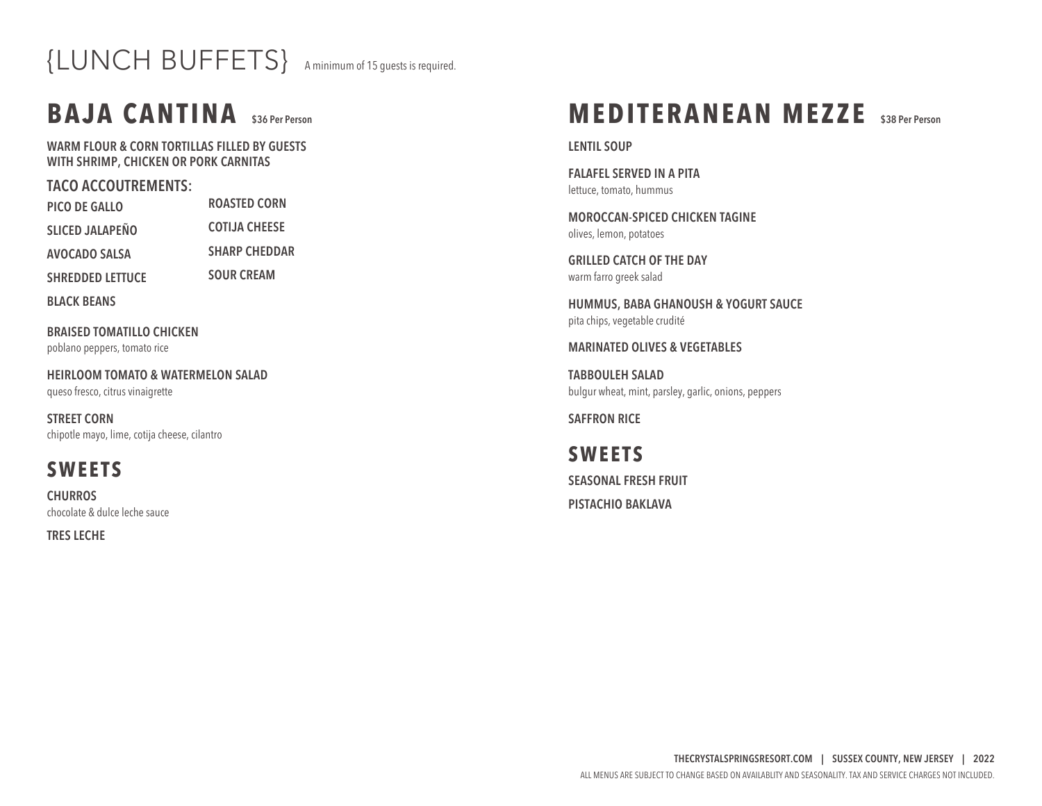# {LUNCH BUFFETS}

A minimum of 15 guests is required.

## BAJA CANTINA

$36 Per Person

**WARM FLOUR & CORN TORTILLAS FILLED BY GUESTS WITH SHRIMP, CHICKEN OR PORK CARNITAS**

**TACO ACCOUTREMENTS:**

- PICO DE GALLO
- SLICED JALAPEÑO
- AVOCADO SALSA
- SHREDDED LETTUCE
- BLACK BEANS
- ROASTED CORN
- COTIJA CHEESE
- SHARP CHEDDAR
- SOUR CREAM

**BRAISED TOMATILLO CHICKEN**
poblano peppers, tomato rice

**HEIRLOOM TOMATO & WATERMELON SALAD**
queso fresco, citrus vinaigrette

**STREET CORN**
chipotle mayo, lime, cotija cheese, cilantro

### SWEETS

**CHURROS**
chocolate & dulce leche sauce

**TRES LECHE**

## MEDITERANEAN MEZZE

$38 Per Person

**LENTIL SOUP**

**FALAFEL SERVED IN A PITA**
lettuce, tomato, hummus

**MOROCCAN-SPICED CHICKEN TAGINE**
olives, lemon, potatoes

**GRILLED CATCH OF THE DAY**
warm farro greek salad

**HUMMUS, BABA GHANOUSH & YOGURT SAUCE**
pita chips, vegetable crudité

**MARINATED OLIVES & VEGETABLES**

**TABBOULEH SALAD**
bulgur wheat, mint, parsley, garlic, onions, peppers

**SAFFRON RICE**

### SWEETS

**SEASONAL FRESH FRUIT**

**PISTACHIO BAKLAVA**

ALL MENUS ARE SUBJECT TO CHANGE BASED ON AVAILABLITY AND SEASONALITY. TAX AND SERVICE CHARGES NOT INCLUDED.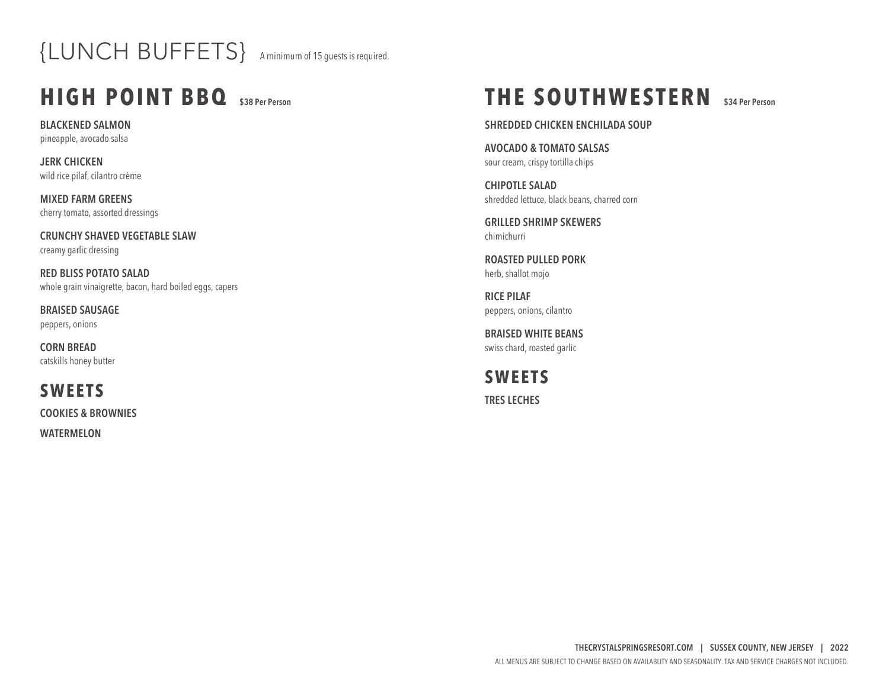# {LUNCH BUFFETS}

A minimum of 15 guests is required.

## HIGH POINT BBQ

$38 Per Person

**BLACKENED SALMON**
pineapple, avocado salsa

**JERK CHICKEN**
wild rice pilaf, cilantro crème

**MIXED FARM GREENS**
cherry tomato, assorted dressings

**CRUNCHY SHAVED VEGETABLE SLAW**
creamy garlic dressing

**RED BLISS POTATO SALAD**
whole grain vinaigrette, bacon, hard boiled eggs, capers

**BRAISED SAUSAGE**
peppers, onions

**CORN BREAD**
catskills honey butter

### SWEETS

**COOKIES & BROWNIES**

**WATERMELON**

## THE SOUTHWESTERN

$34 Per Person

**SHREDDED CHICKEN ENCHILADA SOUP**

**AVOCADO & TOMATO SALSAS**
sour cream, crispy tortilla chips

**CHIPOTLE SALAD**
shredded lettuce, black beans, charred corn

**GRILLED SHRIMP SKEWERS**
chimichurri

**ROASTED PULLED PORK**
herb, shallot mojo

**RICE PILAF**
peppers, onions, cilantro

**BRAISED WHITE BEANS**
swiss chard, roasted garlic

### SWEETS

**TRES LECHES**

ALL MENUS ARE SUBJECT TO CHANGE BASED ON AVAILABLITY AND SEASONALITY. TAX AND SERVICE CHARGES NOT INCLUDED.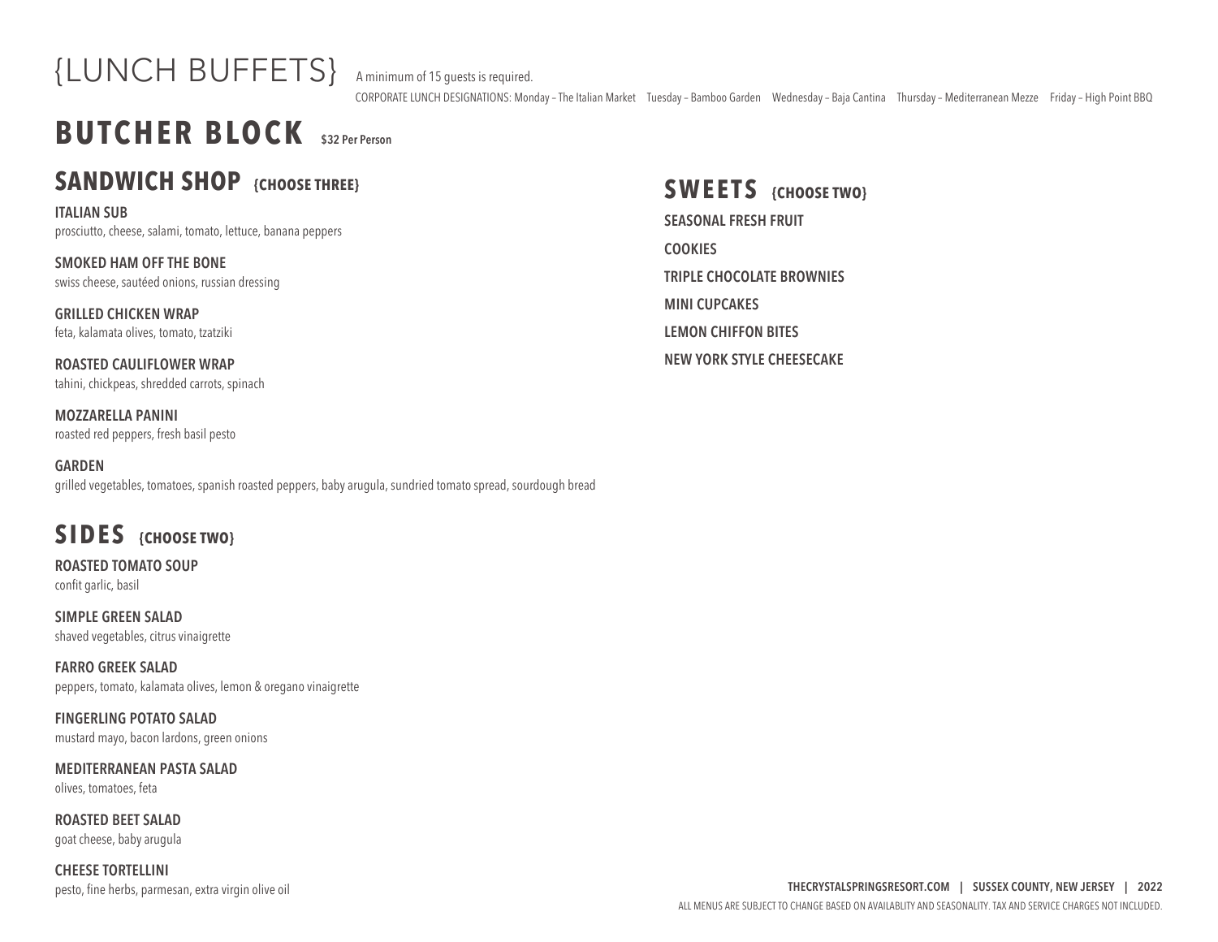# {LUNCH BUFFETS}

A minimum of 15 guests is required.

CORPORATE LUNCH DESIGNATIONS: Monday – The Italian Market Tuesday – Bamboo Garden Wednesday – Baja Cantina Thursday – Mediterranean Mezze Friday – High Point BBQ

## BUTCHER BLOCK

**$32 Per Person**

### SANDWICH SHOP {CHOOSE THREE}

**ITALIAN SUB**
prosciutto, cheese, salami, tomato, lettuce, banana peppers

**SMOKED HAM OFF THE BONE**
swiss cheese, sautéed onions, russian dressing

**GRILLED CHICKEN WRAP**
feta, kalamata olives, tomato, tzatziki

**ROASTED CAULIFLOWER WRAP**
tahini, chickpeas, shredded carrots, spinach

**MOZZARELLA PANINI**
roasted red peppers, fresh basil pesto

**GARDEN**
grilled vegetables, tomatoes, spanish roasted peppers, baby arugula, sundried tomato spread, sourdough bread

### SIDES {CHOOSE TWO}

**ROASTED TOMATO SOUP**
confit garlic, basil

**SIMPLE GREEN SALAD**
shaved vegetables, citrus vinaigrette

**FARRO GREEK SALAD**
peppers, tomato, kalamata olives, lemon & oregano vinaigrette

**FINGERLING POTATO SALAD**
mustard mayo, bacon lardons, green onions

**MEDITERRANEAN PASTA SALAD**
olives, tomatoes, feta

**ROASTED BEET SALAD**
goat cheese, baby arugula

**CHEESE TORTELLINI**
pesto, fine herbs, parmesan, extra virgin olive oil

### SWEETS {CHOOSE TWO}

**SEASONAL FRESH FRUIT**

**COOKIES**

**TRIPLE CHOCOLATE BROWNIES**

**MINI CUPCAKES**

**LEMON CHIFFON BITES**

**NEW YORK STYLE CHEESECAKE**

THECRYSTALSPRINGSRESORT.COM | SUSSEX COUNTY, NEW JERSEY | 2022

ALL MENUS ARE SUBJECT TO CHANGE BASED ON AVAILABLITY AND SEASONALITY. TAX AND SERVICE CHARGES NOT INCLUDED.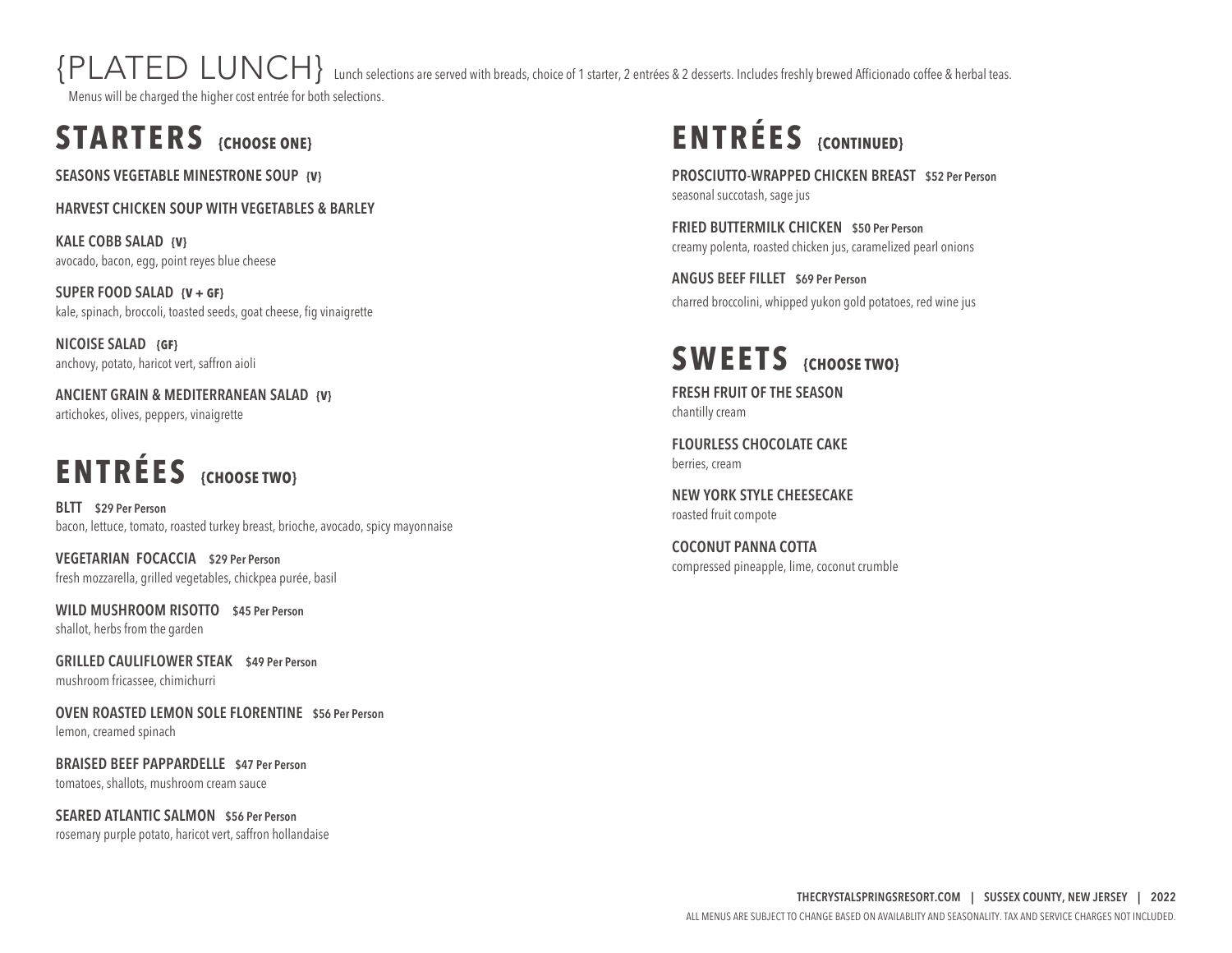# {PLATED LUNCH}

Lunch selections are served with breads, choice of 1 starter, 2 entrées & 2 desserts. Includes freshly brewed Afficionado coffee & herbal teas.

Menus will be charged the higher cost entrée for both selections.

## STARTERS {CHOOSE ONE}

**SEASONS VEGETABLE MINESTRONE SOUP {V}**

**HARVEST CHICKEN SOUP WITH VEGETABLES & BARLEY**

**KALE COBB SALAD {V}**
avocado, bacon, egg, point reyes blue cheese

**SUPER FOOD SALAD {V + GF}**
kale, spinach, broccoli, toasted seeds, goat cheese, fig vinaigrette

**NICOISE SALAD {GF}**
anchovy, potato, haricot vert, saffron aioli

**ANCIENT GRAIN & MEDITERRANEAN SALAD {V}**
artichokes, olives, peppers, vinaigrette

## ENTRÉES {CHOOSE TWO}

**BLTT** **$29 Per Person**
bacon, lettuce, tomato, roasted turkey breast, brioche, avocado, spicy mayonnaise

**VEGETARIAN FOCACCIA** **$29 Per Person**
fresh mozzarella, grilled vegetables, chickpea purée, basil

**WILD MUSHROOM RISOTTO** **$45 Per Person**
shallot, herbs from the garden

**GRILLED CAULIFLOWER STEAK** **$49 Per Person**
mushroom fricassee, chimichurri

**OVEN ROASTED LEMON SOLE FLORENTINE** **$56 Per Person**
lemon, creamed spinach

**BRAISED BEEF PAPPARDELLE** **$47 Per Person**
tomatoes, shallots, mushroom cream sauce

**SEARED ATLANTIC SALMON** **$56 Per Person**
rosemary purple potato, haricot vert, saffron hollandaise

## ENTRÉES {CONTINUED}

**PROSCIUTTO-WRAPPED CHICKEN BREAST** **$52 Per Person**
seasonal succotash, sage jus

**FRIED BUTTERMILK CHICKEN** **$50 Per Person**
creamy polenta, roasted chicken jus, caramelized pearl onions

**ANGUS BEEF FILLET** **$69 Per Person**
charred broccolini, whipped yukon gold potatoes, red wine jus

## SWEETS {CHOOSE TWO}

**FRESH FRUIT OF THE SEASON**
chantilly cream

**FLOURLESS CHOCOLATE CAKE**
berries, cream

**NEW YORK STYLE CHEESECAKE**
roasted fruit compote

**COCONUT PANNA COTTA**
compressed pineapple, lime, coconut crumble

THECRYSTALSPRINGSRESORT.COM | SUSSEX COUNTY, NEW JERSEY | 2022

ALL MENUS ARE SUBJECT TO CHANGE BASED ON AVAILABLITY AND SEASONALITY. TAX AND SERVICE CHARGES NOT INCLUDED.